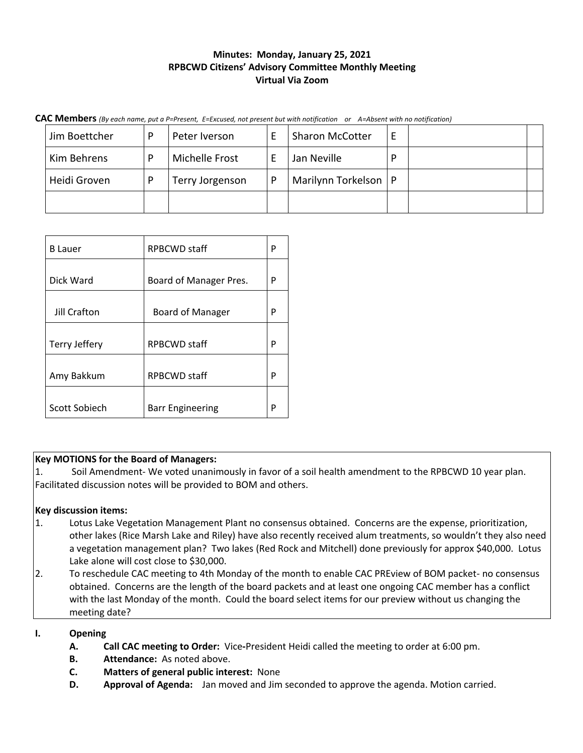**Minutes: Monday, January 25, 2021**
**RPBCWD Citizens' Advisory Committee Monthly Meeting**
**Virtual Via Zoom**

**CAC Members** *(By each name, put a P=Present, E=Excused, not present but with notification or A=Absent with no notification)*

| | | | | | | | |
|---|---|---|---|---|---|---|---|
| Jim Boettcher | P | Peter Iverson | E | Sharon McCotter | E | | |
| Kim Behrens | P | Michelle Frost | E | Jan Neville | P | | |
| Heidi Groven | P | Terry Jorgenson | P | Marilynn Torkelson | P | | |
| | | | | | | | |

| | | |
|---|---|---|
| B Lauer | RPBCWD staff | P |
| Dick Ward | Board of Manager Pres. | P |
| Jill Crafton | Board of Manager | P |
| Terry Jeffery | RPBCWD staff | P |
| Amy Bakkum | RPBCWD staff | P |
| Scott Sobiech | Barr Engineering | P |

**Key MOTIONS for the Board of Managers:**

1. Soil Amendment- We voted unanimously in favor of a soil health amendment to the RPBCWD 10 year plan. Facilitated discussion notes will be provided to BOM and others.

**Key discussion items:**

1. Lotus Lake Vegetation Management Plant no consensus obtained. Concerns are the expense, prioritization, other lakes (Rice Marsh Lake and Riley) have also recently received alum treatments, so wouldn't they also need a vegetation management plan? Two lakes (Red Rock and Mitchell) done previously for approx $40,000. Lotus Lake alone will cost close to $30,000.
2. To reschedule CAC meeting to 4th Monday of the month to enable CAC PREview of BOM packet- no consensus obtained. Concerns are the length of the board packets and at least one ongoing CAC member has a conflict with the last Monday of the month. Could the board select items for our preview without us changing the meeting date?

**I. Opening**

- **A. Call CAC meeting to Order:** Vice-President Heidi called the meeting to order at 6:00 pm.
- **B. Attendance:** As noted above.
- **C. Matters of general public interest:** None
- **D. Approval of Agenda:** Jan moved and Jim seconded to approve the agenda. Motion carried.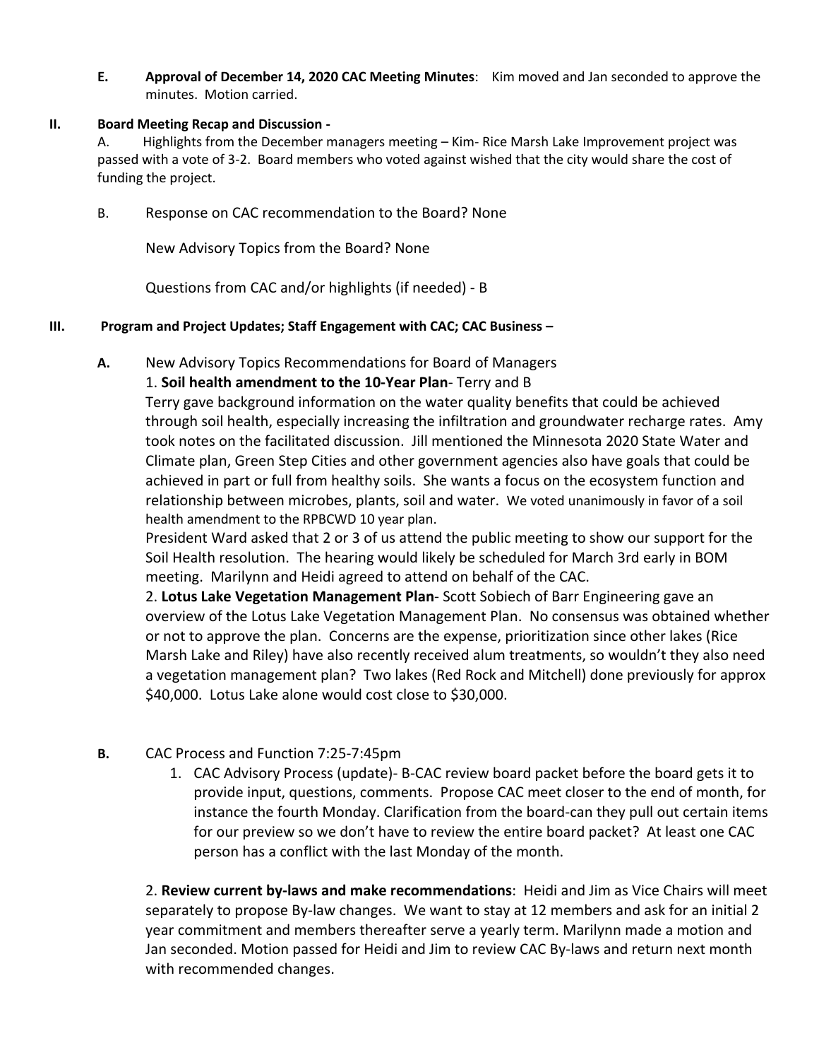**E. Approval of December 14, 2020 CAC Meeting Minutes**: Kim moved and Jan seconded to approve the minutes. Motion carried.

## II. Board Meeting Recap and Discussion -

A. Highlights from the December managers meeting – Kim- Rice Marsh Lake Improvement project was passed with a vote of 3-2. Board members who voted against wished that the city would share the cost of funding the project.

B. Response on CAC recommendation to the Board? None

New Advisory Topics from the Board? None

Questions from CAC and/or highlights (if needed) - B

## III. Program and Project Updates; Staff Engagement with CAC; CAC Business –

**A.** New Advisory Topics Recommendations for Board of Managers

1. **Soil health amendment to the 10-Year Plan**- Terry and B
Terry gave background information on the water quality benefits that could be achieved through soil health, especially increasing the infiltration and groundwater recharge rates. Amy took notes on the facilitated discussion. Jill mentioned the Minnesota 2020 State Water and Climate plan, Green Step Cities and other government agencies also have goals that could be achieved in part or full from healthy soils. She wants a focus on the ecosystem function and relationship between microbes, plants, soil and water. We voted unanimously in favor of a soil health amendment to the RPBCWD 10 year plan.
President Ward asked that 2 or 3 of us attend the public meeting to show our support for the Soil Health resolution. The hearing would likely be scheduled for March 3rd early in BOM meeting. Marilynn and Heidi agreed to attend on behalf of the CAC.

2. **Lotus Lake Vegetation Management Plan**- Scott Sobiech of Barr Engineering gave an overview of the Lotus Lake Vegetation Management Plan. No consensus was obtained whether or not to approve the plan. Concerns are the expense, prioritization since other lakes (Rice Marsh Lake and Riley) have also recently received alum treatments, so wouldn't they also need a vegetation management plan? Two lakes (Red Rock and Mitchell) done previously for approx $40,000. Lotus Lake alone would cost close to $30,000.

**B.** CAC Process and Function 7:25-7:45pm

1. CAC Advisory Process (update)- B-CAC review board packet before the board gets it to provide input, questions, comments. Propose CAC meet closer to the end of month, for instance the fourth Monday. Clarification from the board-can they pull out certain items for our preview so we don't have to review the entire board packet? At least one CAC person has a conflict with the last Monday of the month.

2. **Review current by-laws and make recommendations**: Heidi and Jim as Vice Chairs will meet separately to propose By-law changes. We want to stay at 12 members and ask for an initial 2 year commitment and members thereafter serve a yearly term. Marilynn made a motion and Jan seconded. Motion passed for Heidi and Jim to review CAC By-laws and return next month with recommended changes.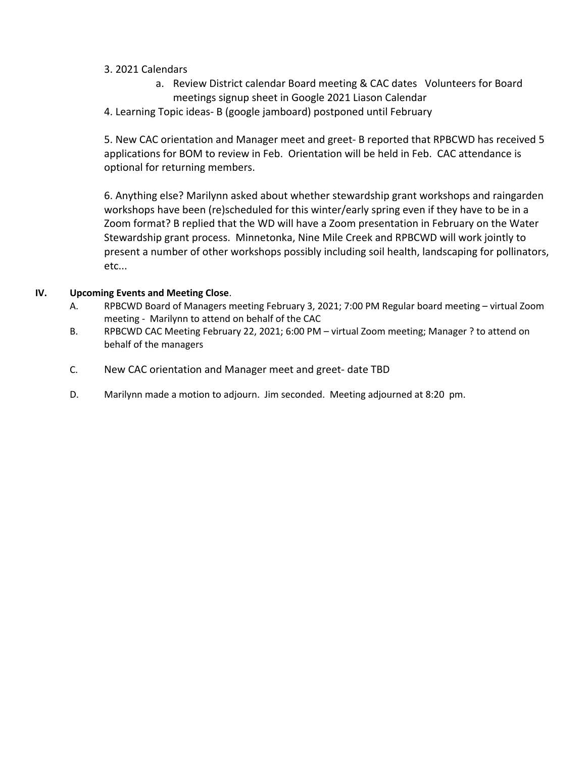3. 2021 Calendars

   a. Review District calendar Board meeting & CAC dates  Volunteers for Board meetings signup sheet in Google 2021 Liason Calendar

4. Learning Topic ideas- B (google jamboard) postponed until February

5. New CAC orientation and Manager meet and greet- B reported that RPBCWD has received 5 applications for BOM to review in Feb.  Orientation will be held in Feb.  CAC attendance is optional for returning members.

6. Anything else? Marilynn asked about whether stewardship grant workshops and raingarden workshops have been (re)scheduled for this winter/early spring even if they have to be in a Zoom format? B replied that the WD will have a Zoom presentation in February on the Water Stewardship grant process.  Minnetonka, Nine Mile Creek and RPBCWD will work jointly to present a number of other workshops possibly including soil health, landscaping for pollinators, etc...

**IV. Upcoming Events and Meeting Close**.

A. RPBCWD Board of Managers meeting February 3, 2021; 7:00 PM Regular board meeting – virtual Zoom meeting -  Marilynn to attend on behalf of the CAC

B. RPBCWD CAC Meeting February 22, 2021; 6:00 PM – virtual Zoom meeting; Manager ? to attend on behalf of the managers

C. New CAC orientation and Manager meet and greet- date TBD

D. Marilynn made a motion to adjourn.  Jim seconded.  Meeting adjourned at 8:20  pm.